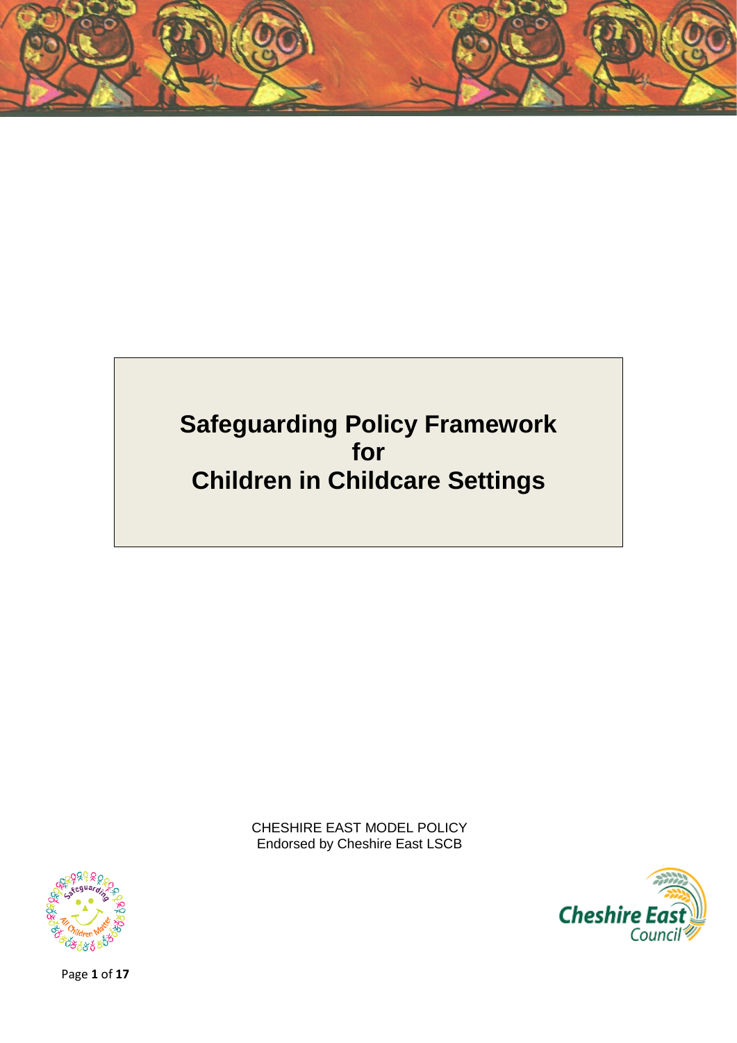# Safeguarding Policy Framework for Children in Childcare Settings

CHESHIRE EAST MODEL POLICY
Endorsed by Cheshire East LSCB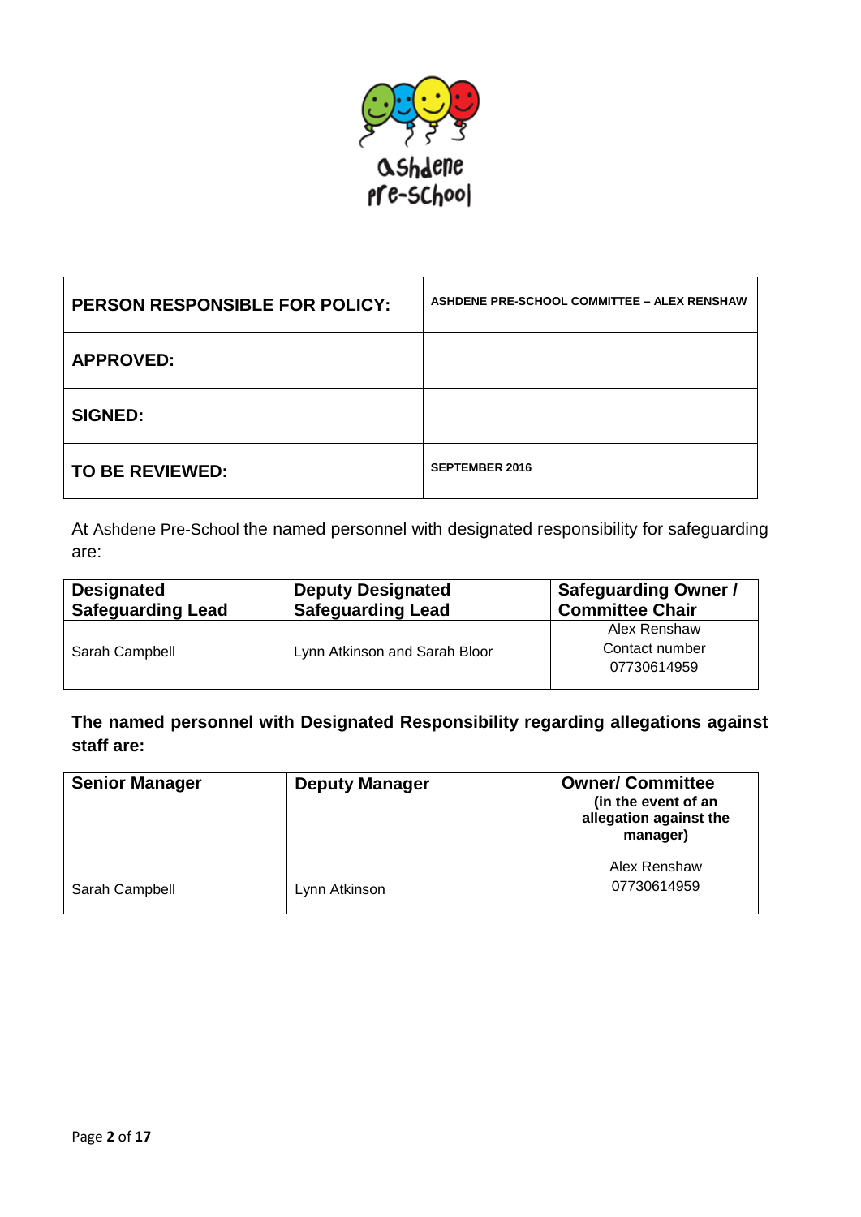| PERSON RESPONSIBLE FOR POLICY: | ASHDENE PRE-SCHOOL COMMITTEE – ALEX RENSHAW |
|---|---|
| APPROVED: | |
| SIGNED: | |
| TO BE REVIEWED: | SEPTEMBER 2016 |

At Ashdene Pre-School the named personnel with designated responsibility for safeguarding are:

| Designated Safeguarding Lead | Deputy Designated Safeguarding Lead | Safeguarding Owner / Committee Chair |
|---|---|---|
| Sarah Campbell | Lynn Atkinson and Sarah Bloor | Alex Renshaw<br>Contact number<br>07730614959 |

**The named personnel with Designated Responsibility regarding allegations against staff are:**

| Senior Manager | Deputy Manager | Owner/ Committee (in the event of an allegation against the manager) |
|---|---|---|
| Sarah Campbell | Lynn Atkinson | Alex Renshaw<br>07730614959 |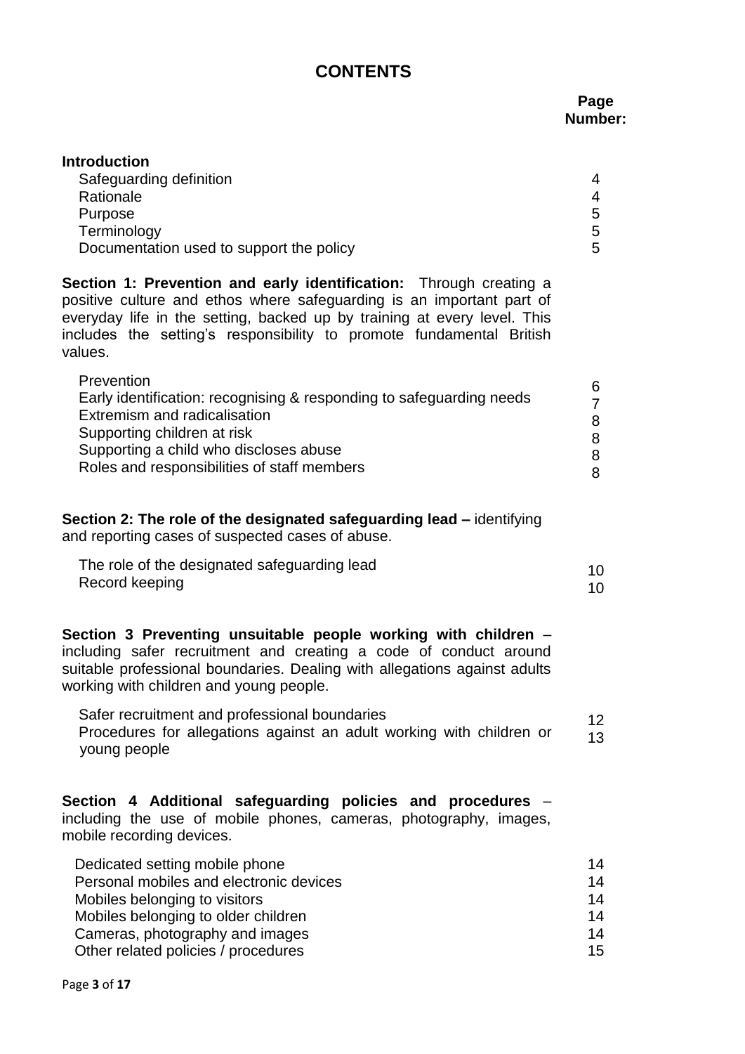# CONTENTS

| | Page Number: |
|---|---|
| **Introduction** | |
| Safeguarding definition | 4 |
| Rationale | 4 |
| Purpose | 5 |
| Terminology | 5 |
| Documentation used to support the policy | 5 |
| **Section 1: Prevention and early identification:** Through creating a positive culture and ethos where safeguarding is an important part of everyday life in the setting, backed up by training at every level. This includes the setting's responsibility to promote fundamental British values. | |
| Prevention | 6 |
| Early identification: recognising & responding to safeguarding needs | 7 |
| Extremism and radicalisation | 8 |
| Supporting children at risk | 8 |
| Supporting a child who discloses abuse | 8 |
| Roles and responsibilities of staff members | 8 |
| **Section 2: The role of the designated safeguarding lead –** identifying and reporting cases of suspected cases of abuse. | |
| The role of the designated safeguarding lead | 10 |
| Record keeping | 10 |
| **Section 3 Preventing unsuitable people working with children** – including safer recruitment and creating a code of conduct around suitable professional boundaries. Dealing with allegations against adults working with children and young people. | |
| Safer recruitment and professional boundaries | 12 |
| Procedures for allegations against an adult working with children or young people | 13 |
| **Section 4 Additional safeguarding policies and procedures** – including the use of mobile phones, cameras, photography, images, mobile recording devices. | |
| Dedicated setting mobile phone | 14 |
| Personal mobiles and electronic devices | 14 |
| Mobiles belonging to visitors | 14 |
| Mobiles belonging to older children | 14 |
| Cameras, photography and images | 14 |
| Other related policies / procedures | 15 |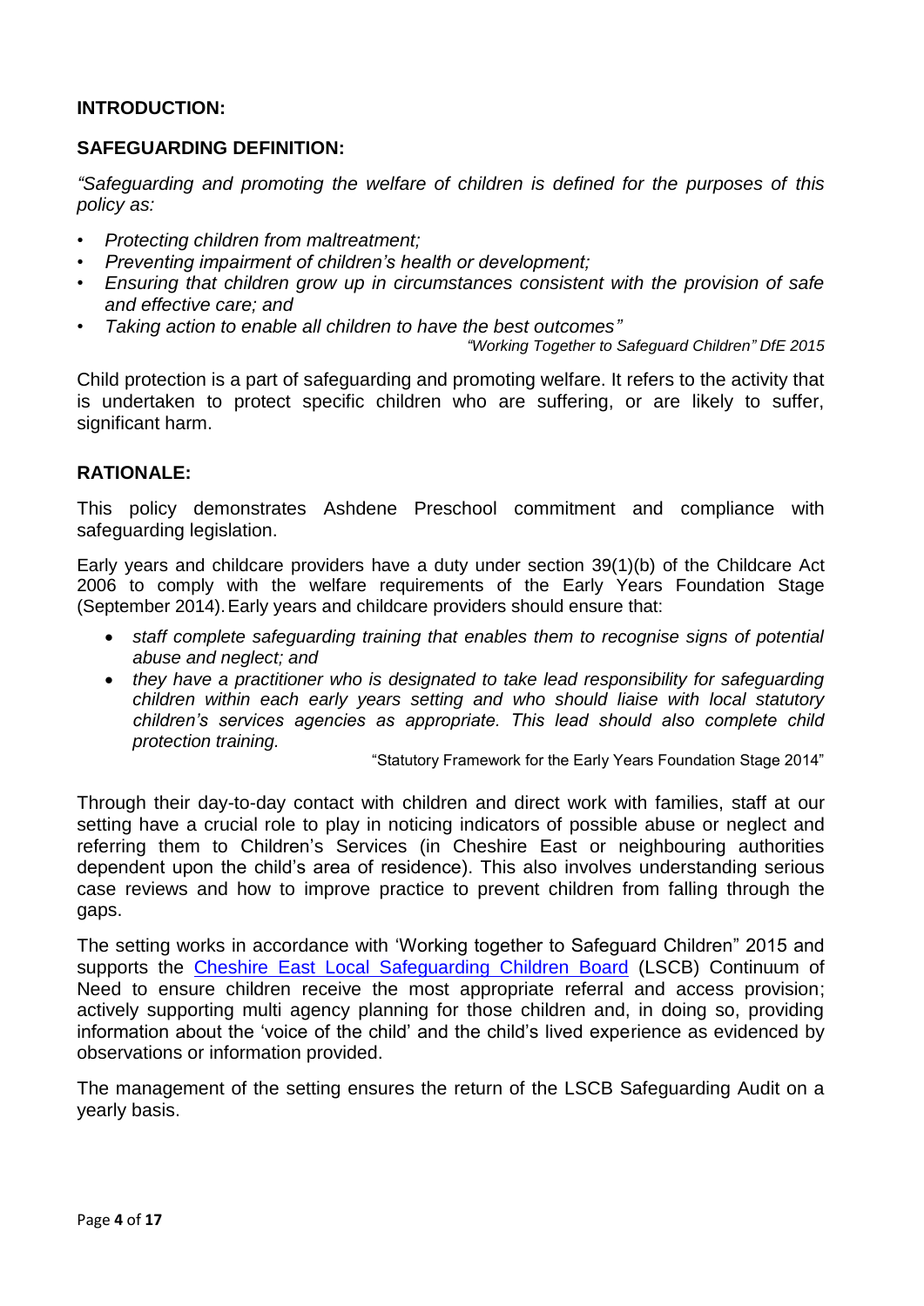## INTRODUCTION:

## SAFEGUARDING DEFINITION:

*"Safeguarding and promoting the welfare of children is defined for the purposes of this policy as:*

- *Protecting children from maltreatment;*
- *Preventing impairment of children's health or development;*
- *Ensuring that children grow up in circumstances consistent with the provision of safe and effective care; and*
- *Taking action to enable all children to have the best outcomes"*

*"Working Together to Safeguard Children" DfE 2015*

Child protection is a part of safeguarding and promoting welfare. It refers to the activity that is undertaken to protect specific children who are suffering, or are likely to suffer, significant harm.

## RATIONALE:

This policy demonstrates Ashdene Preschool commitment and compliance with safeguarding legislation.

Early years and childcare providers have a duty under section 39(1)(b) of the Childcare Act 2006 to comply with the welfare requirements of the Early Years Foundation Stage (September 2014). Early years and childcare providers should ensure that:

- *staff complete safeguarding training that enables them to recognise signs of potential abuse and neglect; and*
- *they have a practitioner who is designated to take lead responsibility for safeguarding children within each early years setting and who should liaise with local statutory children's services agencies as appropriate. This lead should also complete child protection training.*

"Statutory Framework for the Early Years Foundation Stage 2014"

Through their day-to-day contact with children and direct work with families, staff at our setting have a crucial role to play in noticing indicators of possible abuse or neglect and referring them to Children's Services (in Cheshire East or neighbouring authorities dependent upon the child's area of residence). This also involves understanding serious case reviews and how to improve practice to prevent children from falling through the gaps.

The setting works in accordance with 'Working together to Safeguard Children" 2015 and supports the Cheshire East Local Safeguarding Children Board (LSCB) Continuum of Need to ensure children receive the most appropriate referral and access provision; actively supporting multi agency planning for those children and, in doing so, providing information about the 'voice of the child' and the child's lived experience as evidenced by observations or information provided.

The management of the setting ensures the return of the LSCB Safeguarding Audit on a yearly basis.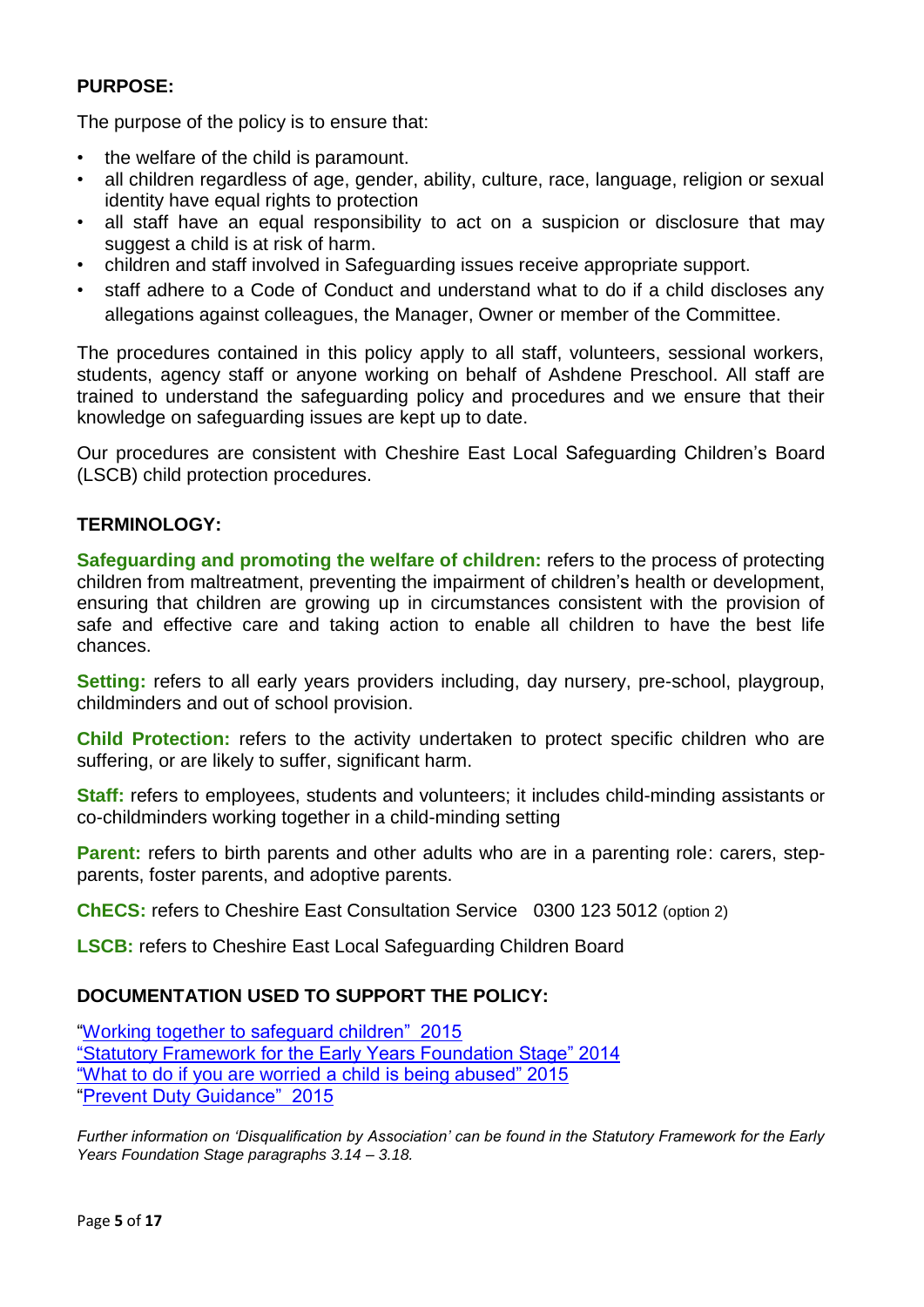**PURPOSE:**

The purpose of the policy is to ensure that:

- the welfare of the child is paramount.
- all children regardless of age, gender, ability, culture, race, language, religion or sexual identity have equal rights to protection
- all staff have an equal responsibility to act on a suspicion or disclosure that may suggest a child is at risk of harm.
- children and staff involved in Safeguarding issues receive appropriate support.
- staff adhere to a Code of Conduct and understand what to do if a child discloses any allegations against colleagues, the Manager, Owner or member of the Committee.

The procedures contained in this policy apply to all staff, volunteers, sessional workers, students, agency staff or anyone working on behalf of Ashdene Preschool. All staff are trained to understand the safeguarding policy and procedures and we ensure that their knowledge on safeguarding issues are kept up to date.

Our procedures are consistent with Cheshire East Local Safeguarding Children's Board (LSCB) child protection procedures.

**TERMINOLOGY:**

**Safeguarding and promoting the welfare of children:** refers to the process of protecting children from maltreatment, preventing the impairment of children's health or development, ensuring that children are growing up in circumstances consistent with the provision of safe and effective care and taking action to enable all children to have the best life chances.

**Setting:** refers to all early years providers including, day nursery, pre-school, playgroup, childminders and out of school provision.

**Child Protection:** refers to the activity undertaken to protect specific children who are suffering, or are likely to suffer, significant harm.

**Staff:** refers to employees, students and volunteers; it includes child-minding assistants or co-childminders working together in a child-minding setting

**Parent:** refers to birth parents and other adults who are in a parenting role: carers, step-parents, foster parents, and adoptive parents.

**ChECS:** refers to Cheshire East Consultation Service 0300 123 5012 (option 2)

**LSCB:** refers to Cheshire East Local Safeguarding Children Board

**DOCUMENTATION USED TO SUPPORT THE POLICY:**

"Working together to safeguard children" 2015
"Statutory Framework for the Early Years Foundation Stage" 2014
"What to do if you are worried a child is being abused" 2015
"Prevent Duty Guidance" 2015

*Further information on 'Disqualification by Association' can be found in the Statutory Framework for the Early Years Foundation Stage paragraphs 3.14 – 3.18.*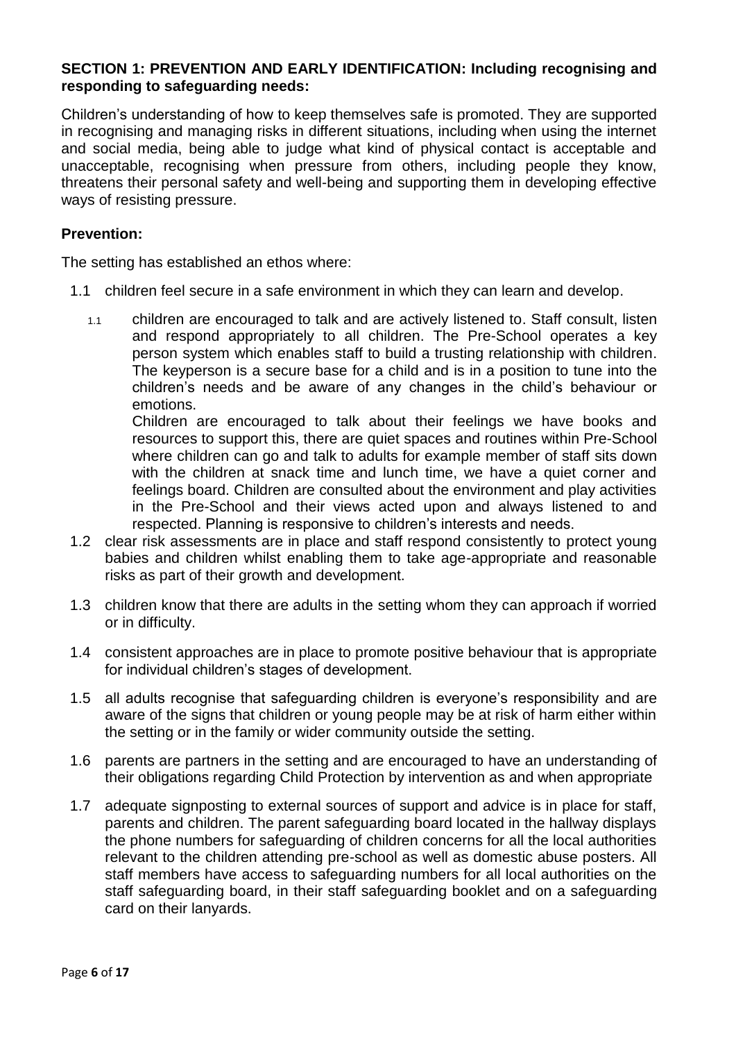**SECTION 1: PREVENTION AND EARLY IDENTIFICATION: Including recognising and responding to safeguarding needs:**

Children's understanding of how to keep themselves safe is promoted. They are supported in recognising and managing risks in different situations, including when using the internet and social media, being able to judge what kind of physical contact is acceptable and unacceptable, recognising when pressure from others, including people they know, threatens their personal safety and well-being and supporting them in developing effective ways of resisting pressure.

**Prevention:**

The setting has established an ethos where:

1.1 children feel secure in a safe environment in which they can learn and develop.

1.1 children are encouraged to talk and are actively listened to. Staff consult, listen and respond appropriately to all children. The Pre-School operates a key person system which enables staff to build a trusting relationship with children. The keyperson is a secure base for a child and is in a position to tune into the children's needs and be aware of any changes in the child's behaviour or emotions.

Children are encouraged to talk about their feelings we have books and resources to support this, there are quiet spaces and routines within Pre-School where children can go and talk to adults for example member of staff sits down with the children at snack time and lunch time, we have a quiet corner and feelings board. Children are consulted about the environment and play activities in the Pre-School and their views acted upon and always listened to and respected. Planning is responsive to children's interests and needs.

1.2 clear risk assessments are in place and staff respond consistently to protect young babies and children whilst enabling them to take age-appropriate and reasonable risks as part of their growth and development.

1.3 children know that there are adults in the setting whom they can approach if worried or in difficulty.

1.4 consistent approaches are in place to promote positive behaviour that is appropriate for individual children's stages of development.

1.5 all adults recognise that safeguarding children is everyone's responsibility and are aware of the signs that children or young people may be at risk of harm either within the setting or in the family or wider community outside the setting.

1.6 parents are partners in the setting and are encouraged to have an understanding of their obligations regarding Child Protection by intervention as and when appropriate

1.7 adequate signposting to external sources of support and advice is in place for staff, parents and children. The parent safeguarding board located in the hallway displays the phone numbers for safeguarding of children concerns for all the local authorities relevant to the children attending pre-school as well as domestic abuse posters. All staff members have access to safeguarding numbers for all local authorities on the staff safeguarding board, in their staff safeguarding booklet and on a safeguarding card on their lanyards.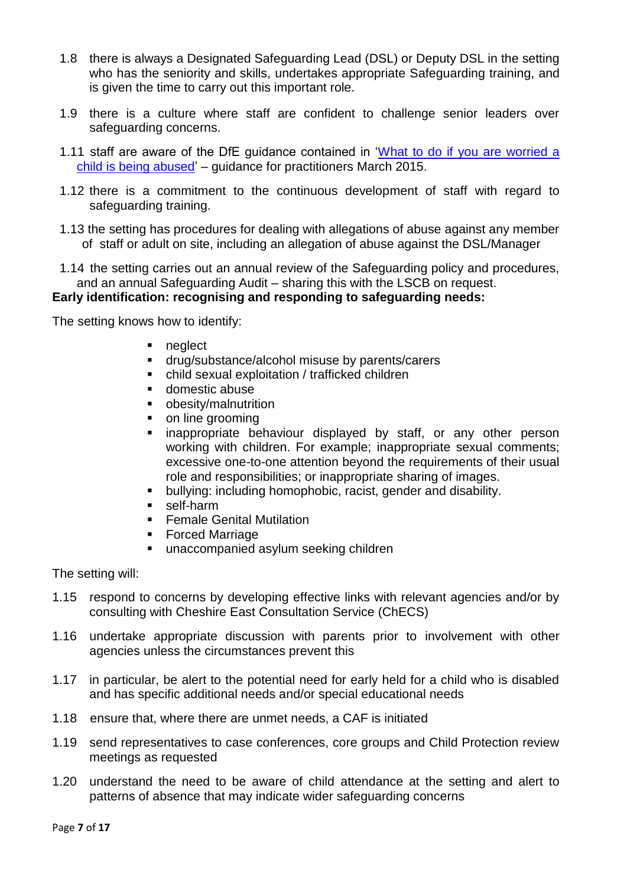1.8 there is always a Designated Safeguarding Lead (DSL) or Deputy DSL in the setting who has the seniority and skills, undertakes appropriate Safeguarding training, and is given the time to carry out this important role.

1.9 there is a culture where staff are confident to challenge senior leaders over safeguarding concerns.

1.11 staff are aware of the DfE guidance contained in '[What to do if you are worried a child is being abused]()' – guidance for practitioners March 2015.

1.12 there is a commitment to the continuous development of staff with regard to safeguarding training.

1.13 the setting has procedures for dealing with allegations of abuse against any member of staff or adult on site, including an allegation of abuse against the DSL/Manager

1.14 the setting carries out an annual review of the Safeguarding policy and procedures, and an annual Safeguarding Audit – sharing this with the LSCB on request.

**Early identification: recognising and responding to safeguarding needs:**

The setting knows how to identify:

- neglect
- drug/substance/alcohol misuse by parents/carers
- child sexual exploitation / trafficked children
- domestic abuse
- obesity/malnutrition
- on line grooming
- inappropriate behaviour displayed by staff, or any other person working with children. For example; inappropriate sexual comments; excessive one-to-one attention beyond the requirements of their usual role and responsibilities; or inappropriate sharing of images.
- bullying: including homophobic, racist, gender and disability.
- self-harm
- Female Genital Mutilation
- Forced Marriage
- unaccompanied asylum seeking children

The setting will:

1.15 respond to concerns by developing effective links with relevant agencies and/or by consulting with Cheshire East Consultation Service (ChECS)

1.16 undertake appropriate discussion with parents prior to involvement with other agencies unless the circumstances prevent this

1.17 in particular, be alert to the potential need for early held for a child who is disabled and has specific additional needs and/or special educational needs

1.18 ensure that, where there are unmet needs, a CAF is initiated

1.19 send representatives to case conferences, core groups and Child Protection review meetings as requested

1.20 understand the need to be aware of child attendance at the setting and alert to patterns of absence that may indicate wider safeguarding concerns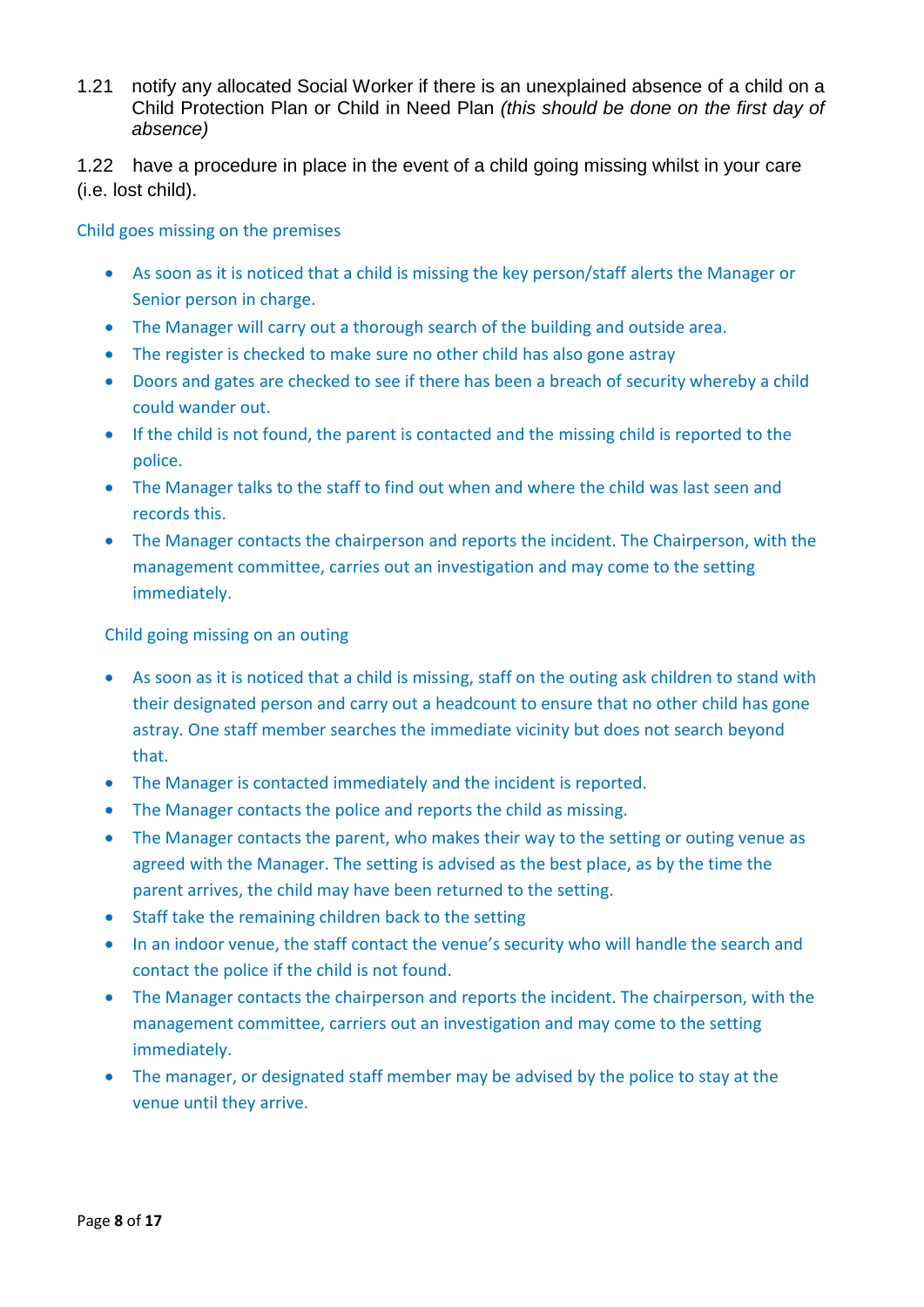1.21 notify any allocated Social Worker if there is an unexplained absence of a child on a Child Protection Plan or Child in Need Plan *(this should be done on the first day of absence)*

1.22 have a procedure in place in the event of a child going missing whilst in your care (i.e. lost child).

Child goes missing on the premises

- As soon as it is noticed that a child is missing the key person/staff alerts the Manager or Senior person in charge.
- The Manager will carry out a thorough search of the building and outside area.
- The register is checked to make sure no other child has also gone astray
- Doors and gates are checked to see if there has been a breach of security whereby a child could wander out.
- If the child is not found, the parent is contacted and the missing child is reported to the police.
- The Manager talks to the staff to find out when and where the child was last seen and records this.
- The Manager contacts the chairperson and reports the incident. The Chairperson, with the management committee, carries out an investigation and may come to the setting immediately.

Child going missing on an outing

- As soon as it is noticed that a child is missing, staff on the outing ask children to stand with their designated person and carry out a headcount to ensure that no other child has gone astray. One staff member searches the immediate vicinity but does not search beyond that.
- The Manager is contacted immediately and the incident is reported.
- The Manager contacts the police and reports the child as missing.
- The Manager contacts the parent, who makes their way to the setting or outing venue as agreed with the Manager. The setting is advised as the best place, as by the time the parent arrives, the child may have been returned to the setting.
- Staff take the remaining children back to the setting
- In an indoor venue, the staff contact the venue's security who will handle the search and contact the police if the child is not found.
- The Manager contacts the chairperson and reports the incident. The chairperson, with the management committee, carriers out an investigation and may come to the setting immediately.
- The manager, or designated staff member may be advised by the police to stay at the venue until they arrive.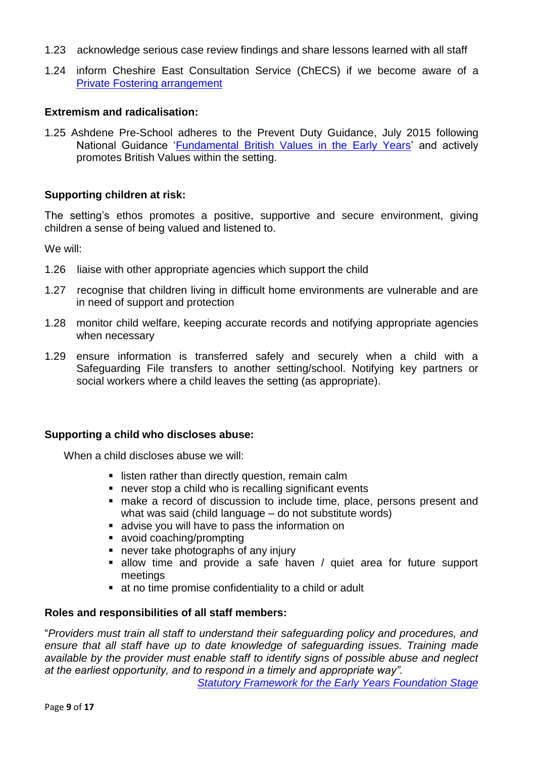1.23 acknowledge serious case review findings and share lessons learned with all staff

1.24 inform Cheshire East Consultation Service (ChECS) if we become aware of a Private Fostering arrangement

**Extremism and radicalisation:**

1.25 Ashdene Pre-School adheres to the Prevent Duty Guidance, July 2015 following National Guidance 'Fundamental British Values in the Early Years' and actively promotes British Values within the setting.

**Supporting children at risk:**

The setting's ethos promotes a positive, supportive and secure environment, giving children a sense of being valued and listened to.

We will:

1.26 liaise with other appropriate agencies which support the child

1.27 recognise that children living in difficult home environments are vulnerable and are in need of support and protection

1.28 monitor child welfare, keeping accurate records and notifying appropriate agencies when necessary

1.29 ensure information is transferred safely and securely when a child with a Safeguarding File transfers to another setting/school. Notifying key partners or social workers where a child leaves the setting (as appropriate).

**Supporting a child who discloses abuse:**

When a child discloses abuse we will:

- listen rather than directly question, remain calm
- never stop a child who is recalling significant events
- make a record of discussion to include time, place, persons present and what was said (child language – do not substitute words)
- advise you will have to pass the information on
- avoid coaching/prompting
- never take photographs of any injury
- allow time and provide a safe haven / quiet area for future support meetings
- at no time promise confidentiality to a child or adult

**Roles and responsibilities of all staff members:**

"*Providers must train all staff to understand their safeguarding policy and procedures, and ensure that all staff have up to date knowledge of safeguarding issues. Training made available by the provider must enable staff to identify signs of possible abuse and neglect at the earliest opportunity, and to respond in a timely and appropriate way".*

*Statutory Framework for the Early Years Foundation Stage*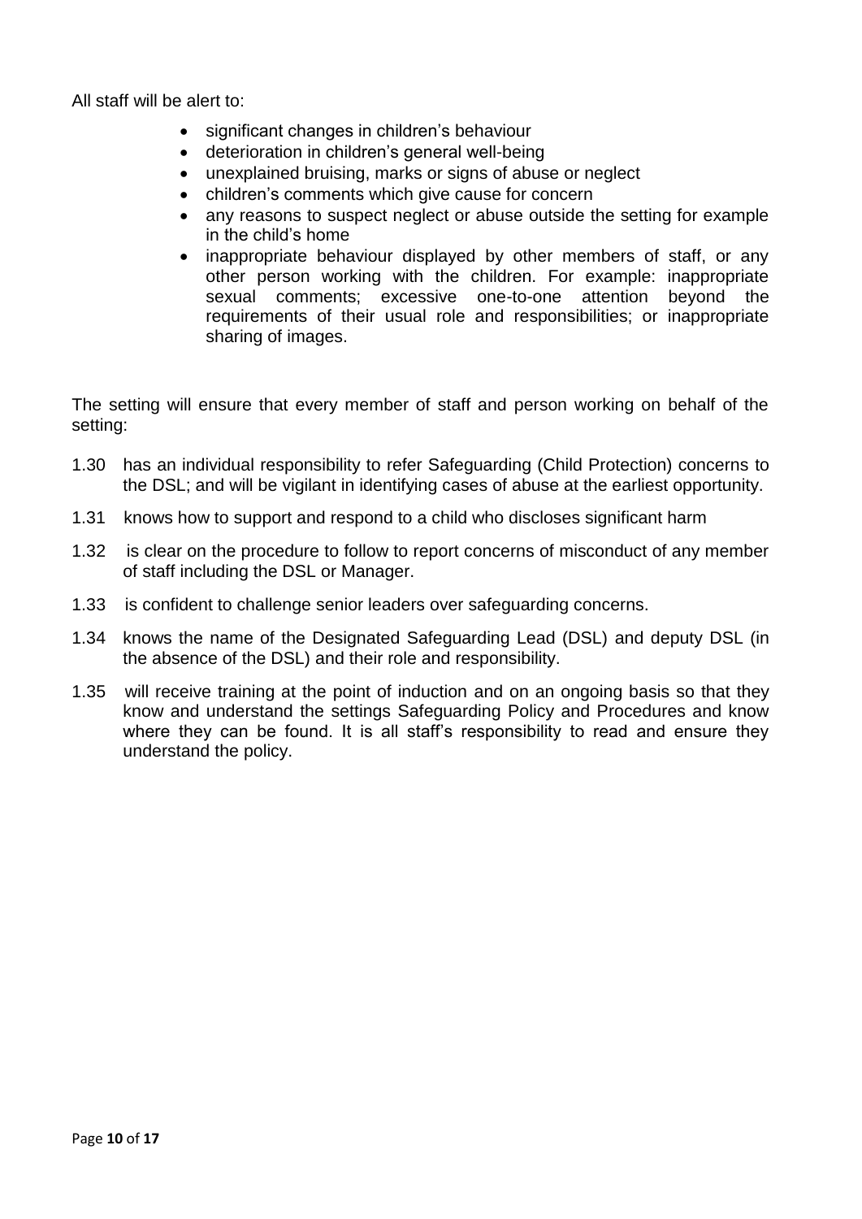All staff will be alert to:

- significant changes in children's behaviour
- deterioration in children's general well-being
- unexplained bruising, marks or signs of abuse or neglect
- children's comments which give cause for concern
- any reasons to suspect neglect or abuse outside the setting for example in the child's home
- inappropriate behaviour displayed by other members of staff, or any other person working with the children. For example: inappropriate sexual comments; excessive one-to-one attention beyond the requirements of their usual role and responsibilities; or inappropriate sharing of images.

The setting will ensure that every member of staff and person working on behalf of the setting:

1.30 has an individual responsibility to refer Safeguarding (Child Protection) concerns to the DSL; and will be vigilant in identifying cases of abuse at the earliest opportunity.

1.31 knows how to support and respond to a child who discloses significant harm

1.32 is clear on the procedure to follow to report concerns of misconduct of any member of staff including the DSL or Manager.

1.33 is confident to challenge senior leaders over safeguarding concerns.

1.34 knows the name of the Designated Safeguarding Lead (DSL) and deputy DSL (in the absence of the DSL) and their role and responsibility.

1.35 will receive training at the point of induction and on an ongoing basis so that they know and understand the settings Safeguarding Policy and Procedures and know where they can be found. It is all staff's responsibility to read and ensure they understand the policy.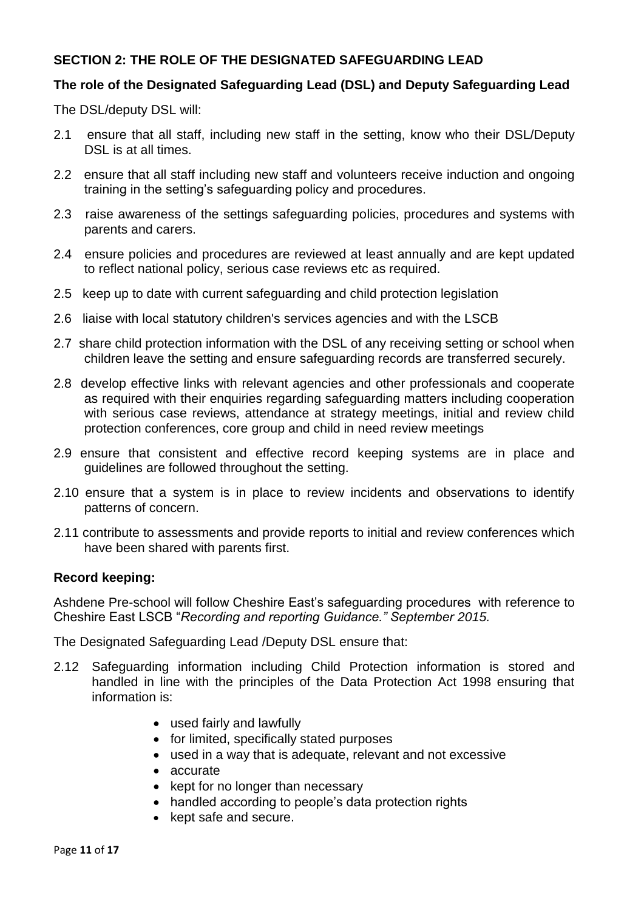## SECTION 2: THE ROLE OF THE DESIGNATED SAFEGUARDING LEAD

### The role of the Designated Safeguarding Lead (DSL) and Deputy Safeguarding Lead

The DSL/deputy DSL will:

2.1 ensure that all staff, including new staff in the setting, know who their DSL/Deputy DSL is at all times.

2.2 ensure that all staff including new staff and volunteers receive induction and ongoing training in the setting's safeguarding policy and procedures.

2.3 raise awareness of the settings safeguarding policies, procedures and systems with parents and carers.

2.4 ensure policies and procedures are reviewed at least annually and are kept updated to reflect national policy, serious case reviews etc as required.

2.5 keep up to date with current safeguarding and child protection legislation

2.6 liaise with local statutory children's services agencies and with the LSCB

2.7 share child protection information with the DSL of any receiving setting or school when children leave the setting and ensure safeguarding records are transferred securely.

2.8 develop effective links with relevant agencies and other professionals and cooperate as required with their enquiries regarding safeguarding matters including cooperation with serious case reviews, attendance at strategy meetings, initial and review child protection conferences, core group and child in need review meetings

2.9 ensure that consistent and effective record keeping systems are in place and guidelines are followed throughout the setting.

2.10 ensure that a system is in place to review incidents and observations to identify patterns of concern.

2.11 contribute to assessments and provide reports to initial and review conferences which have been shared with parents first.

### Record keeping:

Ashdene Pre-school will follow Cheshire East's safeguarding procedures with reference to Cheshire East LSCB "*Recording and reporting Guidance." September 2015.*

The Designated Safeguarding Lead /Deputy DSL ensure that:

2.12 Safeguarding information including Child Protection information is stored and handled in line with the principles of the Data Protection Act 1998 ensuring that information is:

- used fairly and lawfully
- for limited, specifically stated purposes
- used in a way that is adequate, relevant and not excessive
- accurate
- kept for no longer than necessary
- handled according to people's data protection rights
- kept safe and secure.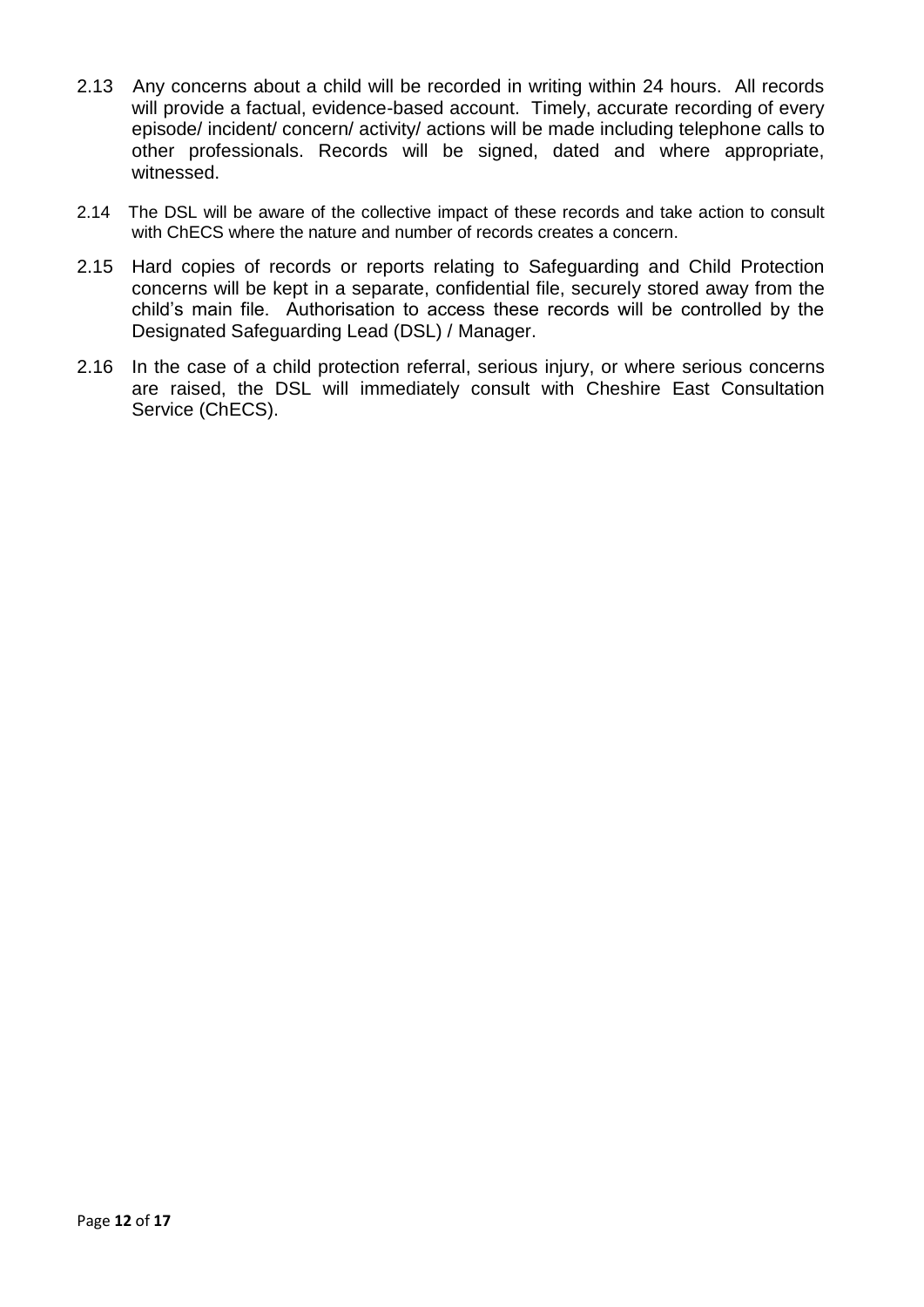2.13 Any concerns about a child will be recorded in writing within 24 hours. All records will provide a factual, evidence-based account. Timely, accurate recording of every episode/ incident/ concern/ activity/ actions will be made including telephone calls to other professionals. Records will be signed, dated and where appropriate, witnessed.

2.14 The DSL will be aware of the collective impact of these records and take action to consult with ChECS where the nature and number of records creates a concern.

2.15 Hard copies of records or reports relating to Safeguarding and Child Protection concerns will be kept in a separate, confidential file, securely stored away from the child's main file. Authorisation to access these records will be controlled by the Designated Safeguarding Lead (DSL) / Manager.

2.16 In the case of a child protection referral, serious injury, or where serious concerns are raised, the DSL will immediately consult with Cheshire East Consultation Service (ChECS).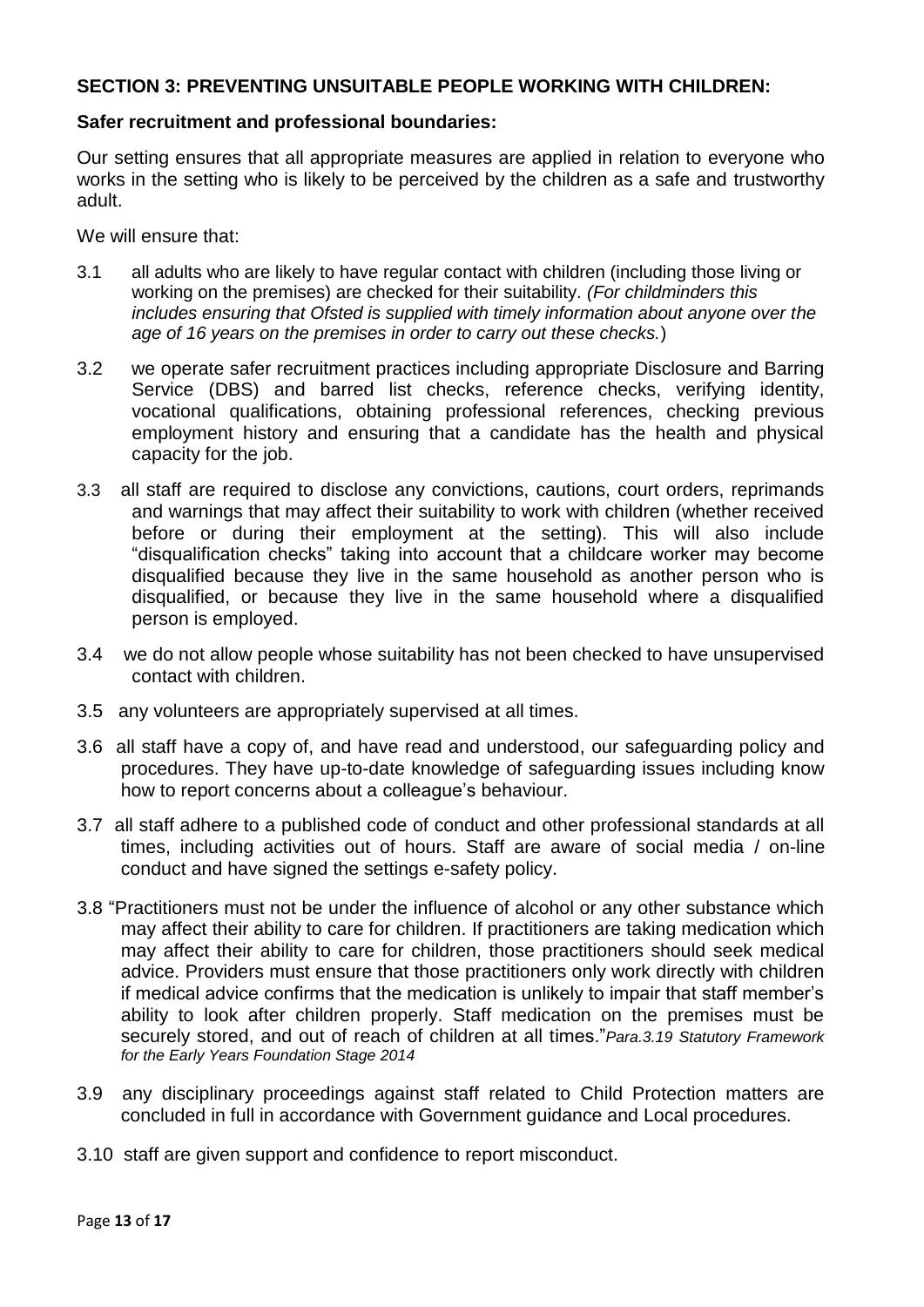## SECTION 3: PREVENTING UNSUITABLE PEOPLE WORKING WITH CHILDREN:

### Safer recruitment and professional boundaries:

Our setting ensures that all appropriate measures are applied in relation to everyone who works in the setting who is likely to be perceived by the children as a safe and trustworthy adult.

We will ensure that:

3.1 all adults who are likely to have regular contact with children (including those living or working on the premises) are checked for their suitability. *(For childminders this includes ensuring that Ofsted is supplied with timely information about anyone over the age of 16 years on the premises in order to carry out these checks.*)

3.2 we operate safer recruitment practices including appropriate Disclosure and Barring Service (DBS) and barred list checks, reference checks, verifying identity, vocational qualifications, obtaining professional references, checking previous employment history and ensuring that a candidate has the health and physical capacity for the job.

3.3 all staff are required to disclose any convictions, cautions, court orders, reprimands and warnings that may affect their suitability to work with children (whether received before or during their employment at the setting). This will also include "disqualification checks" taking into account that a childcare worker may become disqualified because they live in the same household as another person who is disqualified, or because they live in the same household where a disqualified person is employed.

3.4 we do not allow people whose suitability has not been checked to have unsupervised contact with children.

3.5 any volunteers are appropriately supervised at all times.

3.6 all staff have a copy of, and have read and understood, our safeguarding policy and procedures. They have up-to-date knowledge of safeguarding issues including know how to report concerns about a colleague's behaviour.

3.7 all staff adhere to a published code of conduct and other professional standards at all times, including activities out of hours. Staff are aware of social media / on-line conduct and have signed the settings e-safety policy.

3.8 "Practitioners must not be under the influence of alcohol or any other substance which may affect their ability to care for children. If practitioners are taking medication which may affect their ability to care for children, those practitioners should seek medical advice. Providers must ensure that those practitioners only work directly with children if medical advice confirms that the medication is unlikely to impair that staff member's ability to look after children properly. Staff medication on the premises must be securely stored, and out of reach of children at all times."*Para.3.19 Statutory Framework for the Early Years Foundation Stage 2014*

3.9 any disciplinary proceedings against staff related to Child Protection matters are concluded in full in accordance with Government guidance and Local procedures.

3.10 staff are given support and confidence to report misconduct.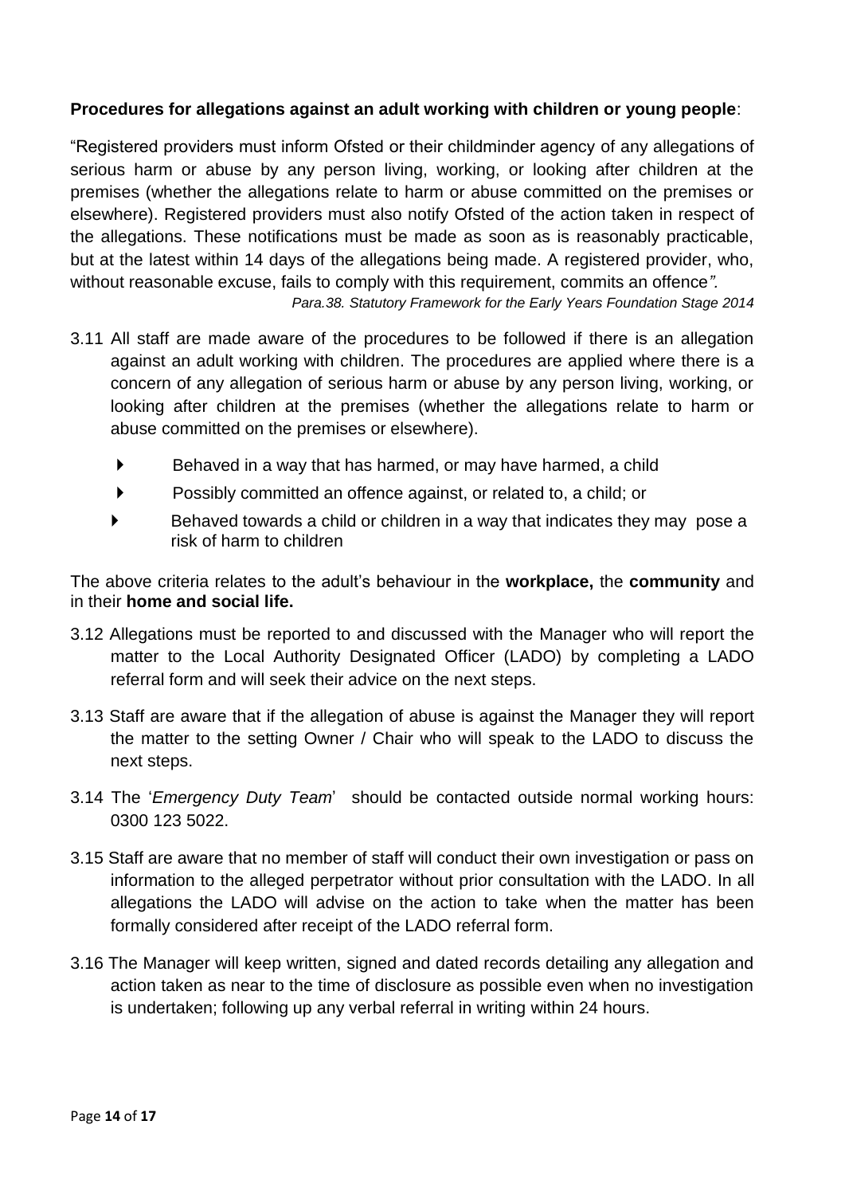**Procedures for allegations against an adult working with children or young people**:

"Registered providers must inform Ofsted or their childminder agency of any allegations of serious harm or abuse by any person living, working, or looking after children at the premises (whether the allegations relate to harm or abuse committed on the premises or elsewhere). Registered providers must also notify Ofsted of the action taken in respect of the allegations. These notifications must be made as soon as is reasonably practicable, but at the latest within 14 days of the allegations being made. A registered provider, who, without reasonable excuse, fails to comply with this requirement, commits an offence*".*

*Para.38. Statutory Framework for the Early Years Foundation Stage 2014*

3.11 All staff are made aware of the procedures to be followed if there is an allegation against an adult working with children. The procedures are applied where there is a concern of any allegation of serious harm or abuse by any person living, working, or looking after children at the premises (whether the allegations relate to harm or abuse committed on the premises or elsewhere).

- Behaved in a way that has harmed, or may have harmed, a child
- Possibly committed an offence against, or related to, a child; or
- Behaved towards a child or children in a way that indicates they may pose a risk of harm to children

The above criteria relates to the adult's behaviour in the **workplace,** the **community** and in their **home and social life.**

3.12 Allegations must be reported to and discussed with the Manager who will report the matter to the Local Authority Designated Officer (LADO) by completing a LADO referral form and will seek their advice on the next steps.

3.13 Staff are aware that if the allegation of abuse is against the Manager they will report the matter to the setting Owner / Chair who will speak to the LADO to discuss the next steps.

3.14 The '*Emergency Duty Team*' should be contacted outside normal working hours: 0300 123 5022.

3.15 Staff are aware that no member of staff will conduct their own investigation or pass on information to the alleged perpetrator without prior consultation with the LADO. In all allegations the LADO will advise on the action to take when the matter has been formally considered after receipt of the LADO referral form.

3.16 The Manager will keep written, signed and dated records detailing any allegation and action taken as near to the time of disclosure as possible even when no investigation is undertaken; following up any verbal referral in writing within 24 hours.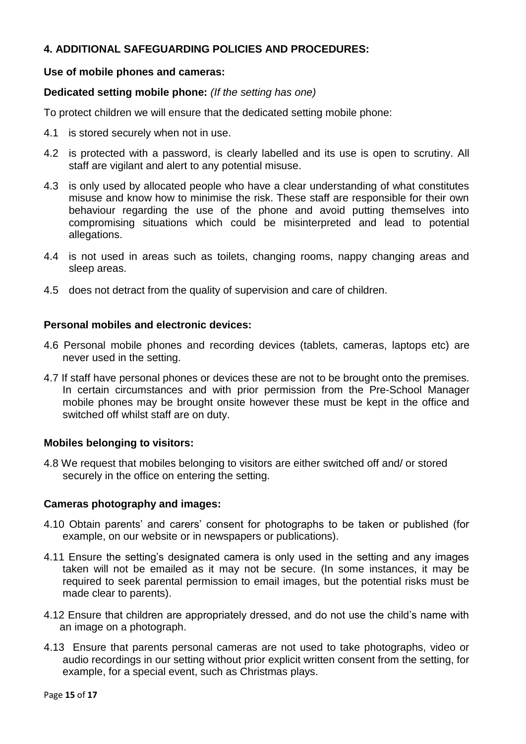## 4. ADDITIONAL SAFEGUARDING POLICIES AND PROCEDURES:

### Use of mobile phones and cameras:

**Dedicated setting mobile phone:** *(If the setting has one)*

To protect children we will ensure that the dedicated setting mobile phone:

4.1 is stored securely when not in use.

4.2 is protected with a password, is clearly labelled and its use is open to scrutiny. All staff are vigilant and alert to any potential misuse.

4.3 is only used by allocated people who have a clear understanding of what constitutes misuse and know how to minimise the risk. These staff are responsible for their own behaviour regarding the use of the phone and avoid putting themselves into compromising situations which could be misinterpreted and lead to potential allegations.

4.4 is not used in areas such as toilets, changing rooms, nappy changing areas and sleep areas.

4.5 does not detract from the quality of supervision and care of children.

### Personal mobiles and electronic devices:

4.6 Personal mobile phones and recording devices (tablets, cameras, laptops etc) are never used in the setting.

4.7 If staff have personal phones or devices these are not to be brought onto the premises. In certain circumstances and with prior permission from the Pre-School Manager mobile phones may be brought onsite however these must be kept in the office and switched off whilst staff are on duty.

### Mobiles belonging to visitors:

4.8 We request that mobiles belonging to visitors are either switched off and/ or stored securely in the office on entering the setting.

### Cameras photography and images:

4.10 Obtain parents' and carers' consent for photographs to be taken or published (for example, on our website or in newspapers or publications).

4.11 Ensure the setting's designated camera is only used in the setting and any images taken will not be emailed as it may not be secure. (In some instances, it may be required to seek parental permission to email images, but the potential risks must be made clear to parents).

4.12 Ensure that children are appropriately dressed, and do not use the child's name with an image on a photograph.

4.13 Ensure that parents personal cameras are not used to take photographs, video or audio recordings in our setting without prior explicit written consent from the setting, for example, for a special event, such as Christmas plays.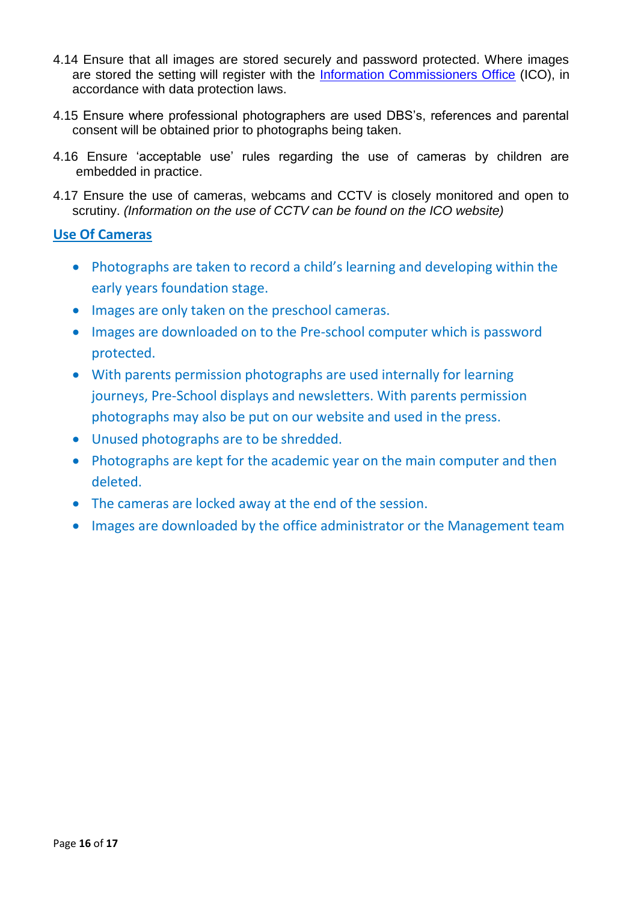4.14 Ensure that all images are stored securely and password protected. Where images are stored the setting will register with the [Information Commissioners Office](#) (ICO), in accordance with data protection laws.

4.15 Ensure where professional photographers are used DBS's, references and parental consent will be obtained prior to photographs being taken.

4.16 Ensure 'acceptable use' rules regarding the use of cameras by children are embedded in practice.

4.17 Ensure the use of cameras, webcams and CCTV is closely monitored and open to scrutiny. *(Information on the use of CCTV can be found on the ICO website)*

## Use Of Cameras

- Photographs are taken to record a child's learning and developing within the early years foundation stage.
- Images are only taken on the preschool cameras.
- Images are downloaded on to the Pre-school computer which is password protected.
- With parents permission photographs are used internally for learning journeys, Pre-School displays and newsletters. With parents permission photographs may also be put on our website and used in the press.
- Unused photographs are to be shredded.
- Photographs are kept for the academic year on the main computer and then deleted.
- The cameras are locked away at the end of the session.
- Images are downloaded by the office administrator or the Management team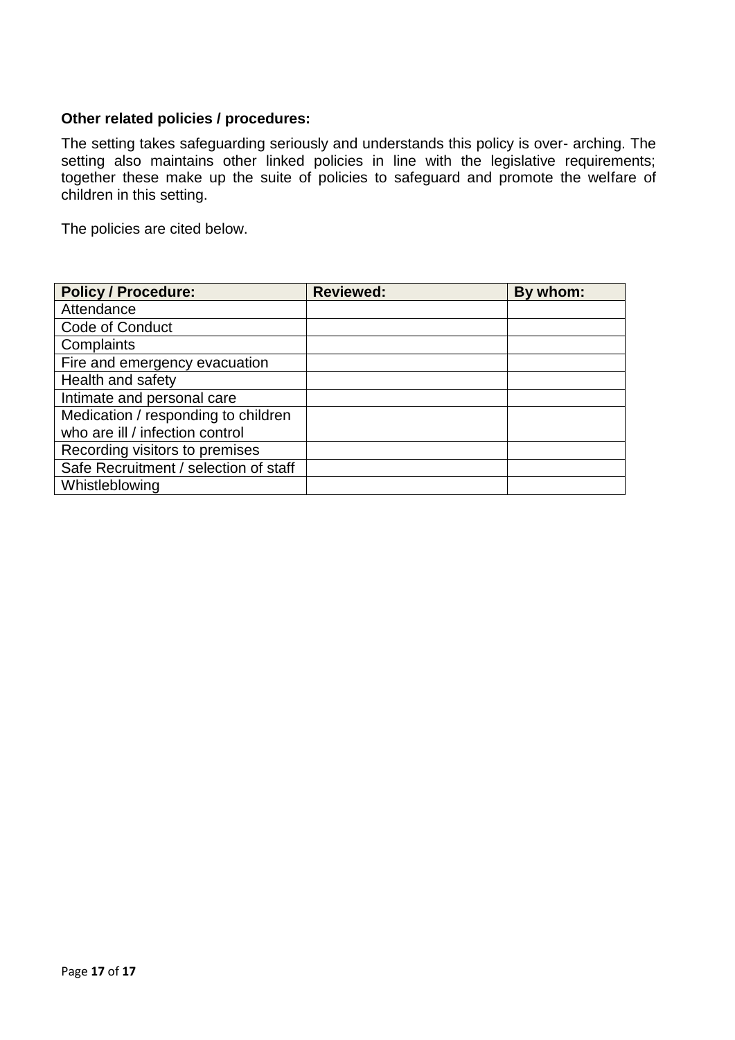**Other related policies / procedures:**

The setting takes safeguarding seriously and understands this policy is over- arching. The setting also maintains other linked policies in line with the legislative requirements; together these make up the suite of policies to safeguard and promote the welfare of children in this setting.

The policies are cited below.

| Policy / Procedure: | Reviewed: | By whom: |
|---|---|---|
| Attendance | | |
| Code of Conduct | | |
| Complaints | | |
| Fire and emergency evacuation | | |
| Health and safety | | |
| Intimate and personal care | | |
| Medication / responding to children who are ill / infection control | | |
| Recording visitors to premises | | |
| Safe Recruitment / selection of staff | | |
| Whistleblowing | | |